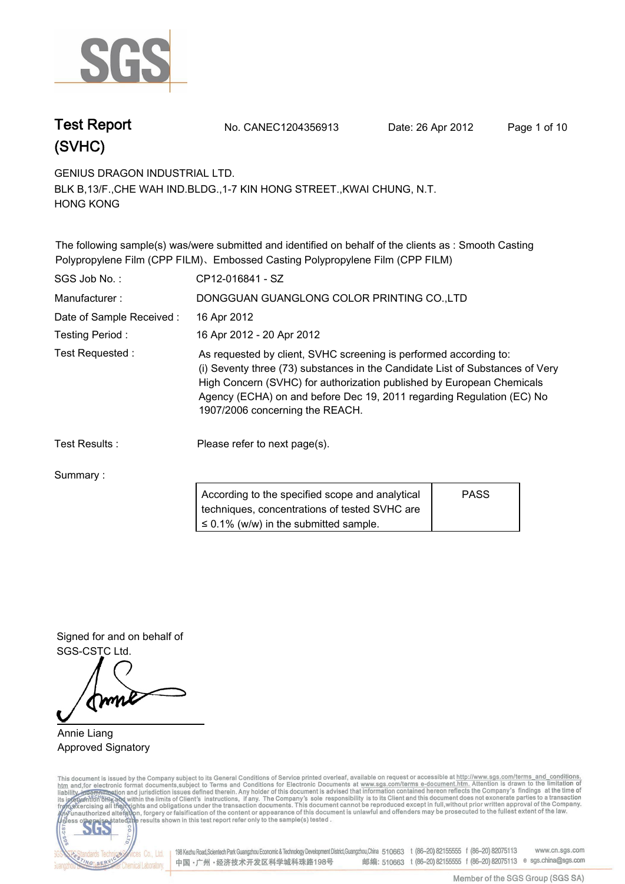# Test Report (SVHC)

No. CANEC1204356913    Date: 26 Apr 2012

GENIUS DRAGON INDUSTRIAL LTD.
BLK B,13/F.,CHE WAH IND.BLDG.,1-7 KIN HONG STREET.,KWAI CHUNG, N.T.
HONG KONG

The following sample(s) was/were submitted and identified on behalf of the clients as : Smooth Casting Polypropylene Film (CPP FILM)、Embossed Casting Polypropylene Film (CPP FILM)

SGS Job No. : CP12-016841 - SZ

Manufacturer : DONGGUAN GUANGLONG COLOR PRINTING CO.,LTD

Date of Sample Received : 16 Apr 2012

Testing Period : 16 Apr 2012 - 20 Apr 2012

Test Requested : As requested by client, SVHC screening is performed according to:
(i) Seventy three (73) substances in the Candidate List of Substances of Very High Concern (SVHC) for authorization published by European Chemicals Agency (ECHA) on and before Dec 19, 2011 regarding Regulation (EC) No 1907/2006 concerning the REACH.

Test Results : Please refer to next page(s).

Summary :

| According to the specified scope and analytical techniques, concentrations of tested SVHC are ≤ 0.1% (w/w) in the submitted sample. | PASS |
|---|---|

Signed for and on behalf of
SGS-CSTC Ltd.

Annie Liang
Approved Signatory

This document is issued by the Company subject to its General Conditions of Service printed overleaf, available on request or accessible at http://www.sgs.com/terms_and_conditions.htm and,for electronic format documents,subject to Terms and Conditions for Electronic Documents at www.sgs.com/terms_e-document.htm. Attention is drawn to the limitation of liability, indemnification and jurisdiction issues defined therein. Any holder of this document is advised that information contained hereon reflects the Company's findings at the time of its intervention only and within the limits of Client's instructions, if any. The Company's sole responsibility is to its Client and this document does not exonerate parties to a transaction from exercising all their rights and obligations under the transaction documents. This document cannot be reproduced except in full,without prior written approval of the Company. Any unauthorized alteration, forgery or falsification of the content or appearance of this document is unlawful and offenders may be prosecuted to the fullest extent of the law. Unless otherwise stated the results shown in this test report refer only to the sample(s) tested .

198 Kezhu Road,Scientech Park Guangzhou Economic & Technology Development District,Guangzhou,China 510663 t (86-20) 82155555 f (86-20) 82075113 www.cn.sgs.com
中国・广州・经济技术开发区科学城科珠路198号 邮编: 510663 t (86-20) 82155555 f (86-20) 82075113 e sgs.china@sgs.com

Member of the SGS Group (SGS SA)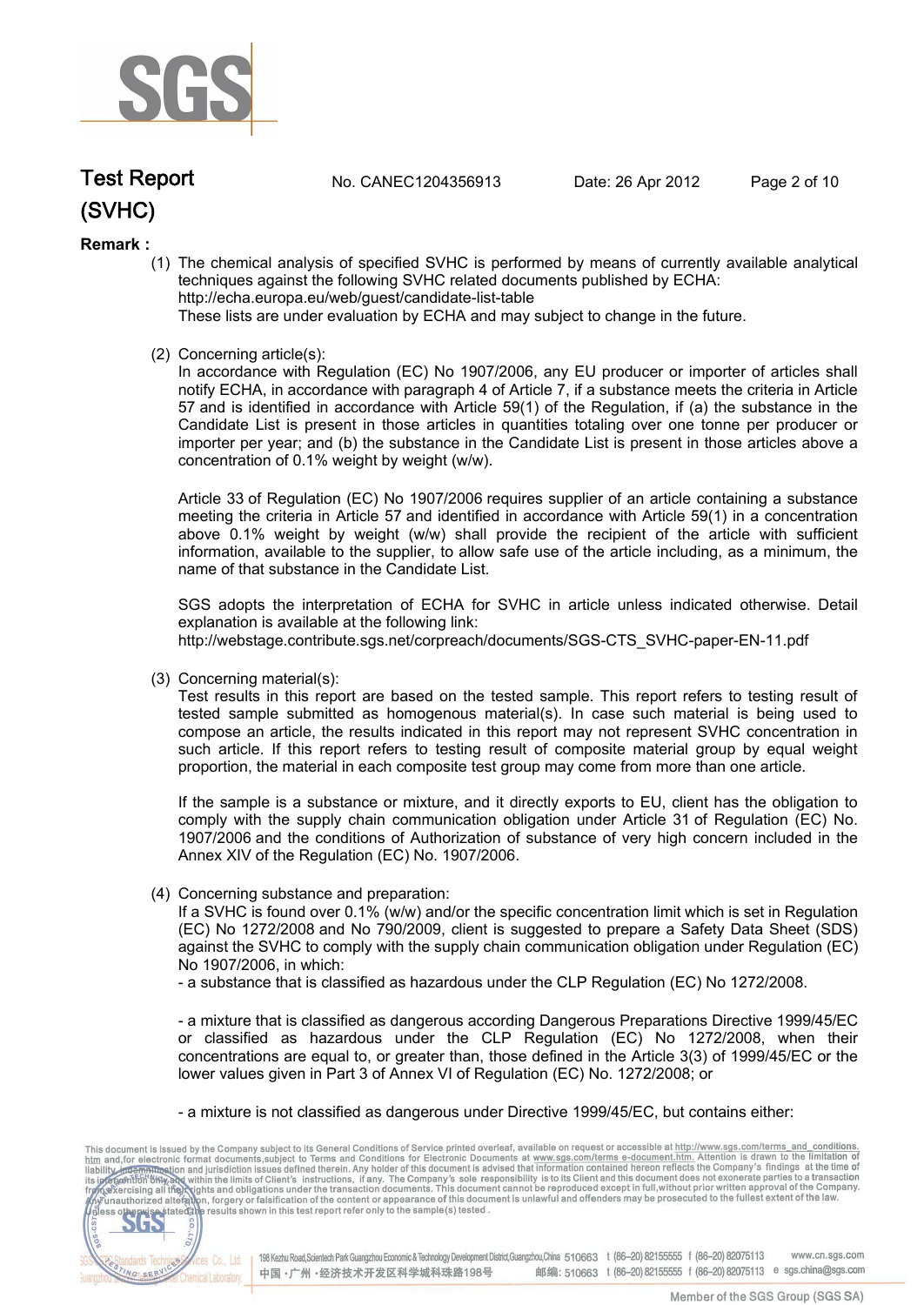## Remark :

(1) The chemical analysis of specified SVHC is performed by means of currently available analytical techniques against the following SVHC related documents published by ECHA:
http://echa.europa.eu/web/guest/candidate-list-table
These lists are under evaluation by ECHA and may subject to change in the future.

(2) Concerning article(s):
In accordance with Regulation (EC) No 1907/2006, any EU producer or importer of articles shall notify ECHA, in accordance with paragraph 4 of Article 7, if a substance meets the criteria in Article 57 and is identified in accordance with Article 59(1) of the Regulation, if (a) the substance in the Candidate List is present in those articles in quantities totaling over one tonne per producer or importer per year; and (b) the substance in the Candidate List is present in those articles above a concentration of 0.1% weight by weight (w/w).

Article 33 of Regulation (EC) No 1907/2006 requires supplier of an article containing a substance meeting the criteria in Article 57 and identified in accordance with Article 59(1) in a concentration above 0.1% weight by weight (w/w) shall provide the recipient of the article with sufficient information, available to the supplier, to allow safe use of the article including, as a minimum, the name of that substance in the Candidate List.

SGS adopts the interpretation of ECHA for SVHC in article unless indicated otherwise. Detail explanation is available at the following link:
http://webstage.contribute.sgs.net/corpreach/documents/SGS-CTS_SVHC-paper-EN-11.pdf

(3) Concerning material(s):
Test results in this report are based on the tested sample. This report refers to testing result of tested sample submitted as homogenous material(s). In case such material is being used to compose an article, the results indicated in this report may not represent SVHC concentration in such article. If this report refers to testing result of composite material group by equal weight proportion, the material in each composite test group may come from more than one article.

If the sample is a substance or mixture, and it directly exports to EU, client has the obligation to comply with the supply chain communication obligation under Article 31 of Regulation (EC) No. 1907/2006 and the conditions of Authorization of substance of very high concern included in the Annex XIV of the Regulation (EC) No. 1907/2006.

(4) Concerning substance and preparation:
If a SVHC is found over 0.1% (w/w) and/or the specific concentration limit which is set in Regulation (EC) No 1272/2008 and No 790/2009, client is suggested to prepare a Safety Data Sheet (SDS) against the SVHC to comply with the supply chain communication obligation under Regulation (EC) No 1907/2006, in which:
- a substance that is classified as hazardous under the CLP Regulation (EC) No 1272/2008.

- a mixture that is classified as dangerous according Dangerous Preparations Directive 1999/45/EC or classified as hazardous under the CLP Regulation (EC) No 1272/2008, when their concentrations are equal to, or greater than, those defined in the Article 3(3) of 1999/45/EC or the lower values given in Part 3 of Annex VI of Regulation (EC) No. 1272/2008; or

- a mixture is not classified as dangerous under Directive 1999/45/EC, but contains either: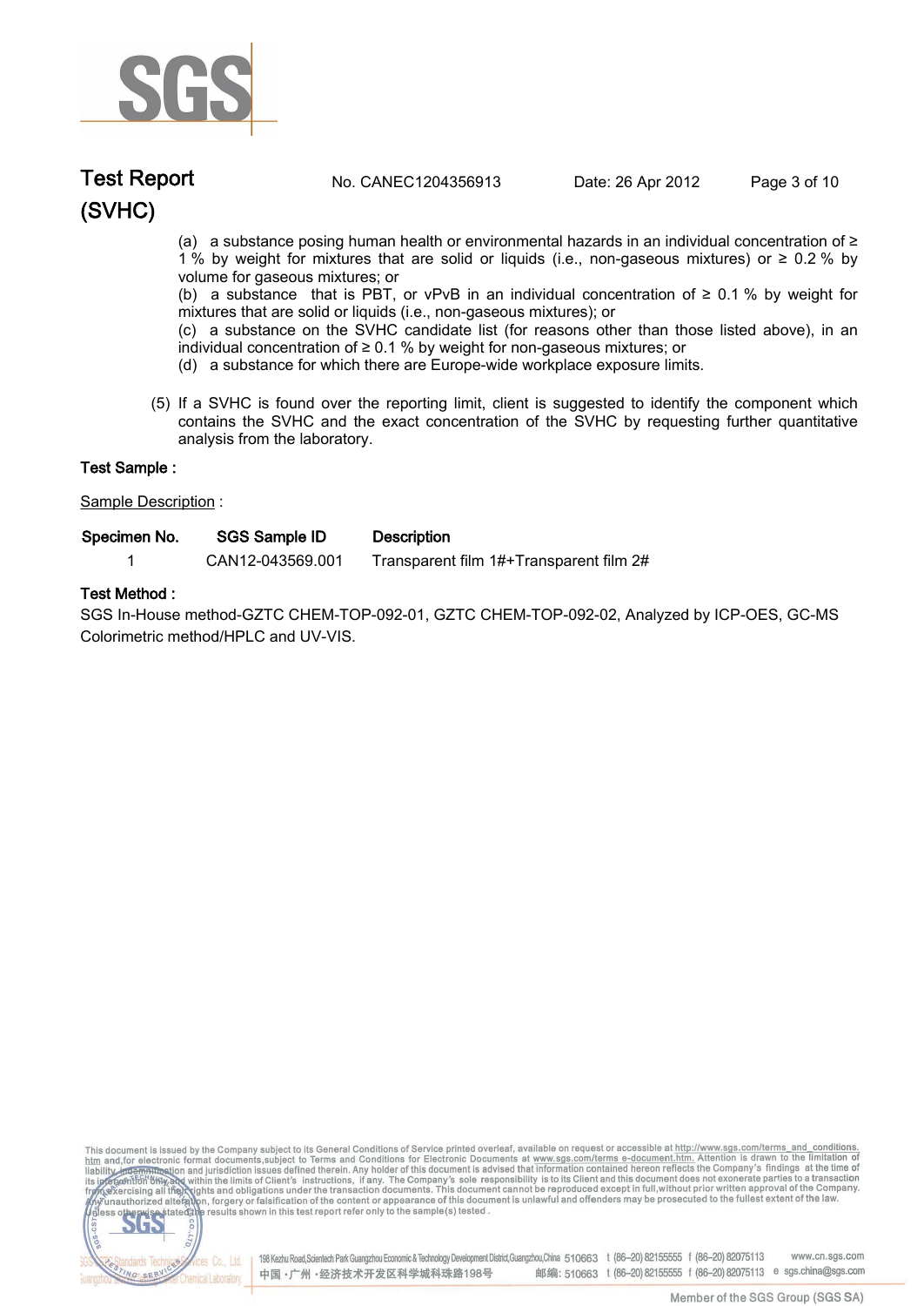(a) a substance posing human health or environmental hazards in an individual concentration of ≥ 1 % by weight for mixtures that are solid or liquids (i.e., non-gaseous mixtures) or ≥ 0.2 % by volume for gaseous mixtures; or

(b) a substance that is PBT, or vPvB in an individual concentration of ≥ 0.1 % by weight for mixtures that are solid or liquids (i.e., non-gaseous mixtures); or

(c) a substance on the SVHC candidate list (for reasons other than those listed above), in an individual concentration of ≥ 0.1 % by weight for non-gaseous mixtures; or

(d) a substance for which there are Europe-wide workplace exposure limits.

(5) If a SVHC is found over the reporting limit, client is suggested to identify the component which contains the SVHC and the exact concentration of the SVHC by requesting further quantitative analysis from the laboratory.

**Test Sample :**

Sample Description :

| Specimen No. | SGS Sample ID | Description |
|---|---|---|
| 1 | CAN12-043569.001 | Transparent film 1#+Transparent film 2# |

**Test Method :**

SGS In-House method-GZTC CHEM-TOP-092-01, GZTC CHEM-TOP-092-02, Analyzed by ICP-OES, GC-MS Colorimetric method/HPLC and UV-VIS.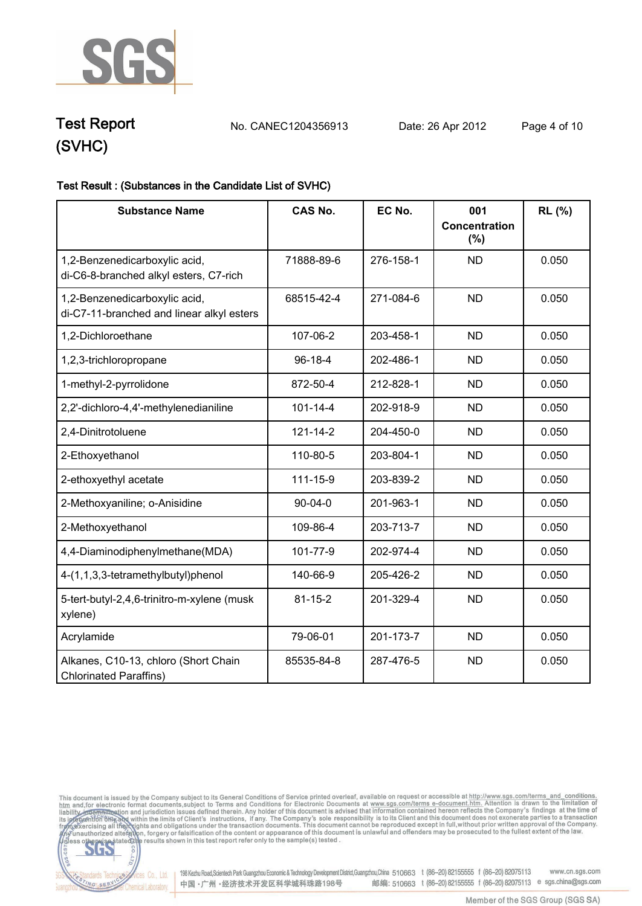**Test Report (SVHC)**

No. CANEC1204356913 Date: 26 Apr 2012

**Test Result : (Substances in the Candidate List of SVHC)**

| Substance Name | CAS No. | EC No. | 001 Concentration (%) | RL (%) |
|---|---|---|---|---|
| 1,2-Benzenedicarboxylic acid, di-C6-8-branched alkyl esters, C7-rich | 71888-89-6 | 276-158-1 | ND | 0.050 |
| 1,2-Benzenedicarboxylic acid, di-C7-11-branched and linear alkyl esters | 68515-42-4 | 271-084-6 | ND | 0.050 |
| 1,2-Dichloroethane | 107-06-2 | 203-458-1 | ND | 0.050 |
| 1,2,3-trichloropropane | 96-18-4 | 202-486-1 | ND | 0.050 |
| 1-methyl-2-pyrrolidone | 872-50-4 | 212-828-1 | ND | 0.050 |
| 2,2'-dichloro-4,4'-methylenedianiline | 101-14-4 | 202-918-9 | ND | 0.050 |
| 2,4-Dinitrotoluene | 121-14-2 | 204-450-0 | ND | 0.050 |
| 2-Ethoxyethanol | 110-80-5 | 203-804-1 | ND | 0.050 |
| 2-ethoxyethyl acetate | 111-15-9 | 203-839-2 | ND | 0.050 |
| 2-Methoxyaniline; o-Anisidine | 90-04-0 | 201-963-1 | ND | 0.050 |
| 2-Methoxyethanol | 109-86-4 | 203-713-7 | ND | 0.050 |
| 4,4-Diaminodiphenylmethane(MDA) | 101-77-9 | 202-974-4 | ND | 0.050 |
| 4-(1,1,3,3-tetramethylbutyl)phenol | 140-66-9 | 205-426-2 | ND | 0.050 |
| 5-tert-butyl-2,4,6-trinitro-m-xylene (musk xylene) | 81-15-2 | 201-329-4 | ND | 0.050 |
| Acrylamide | 79-06-01 | 201-173-7 | ND | 0.050 |
| Alkanes, C10-13, chloro (Short Chain Chlorinated Paraffins) | 85535-84-8 | 287-476-5 | ND | 0.050 |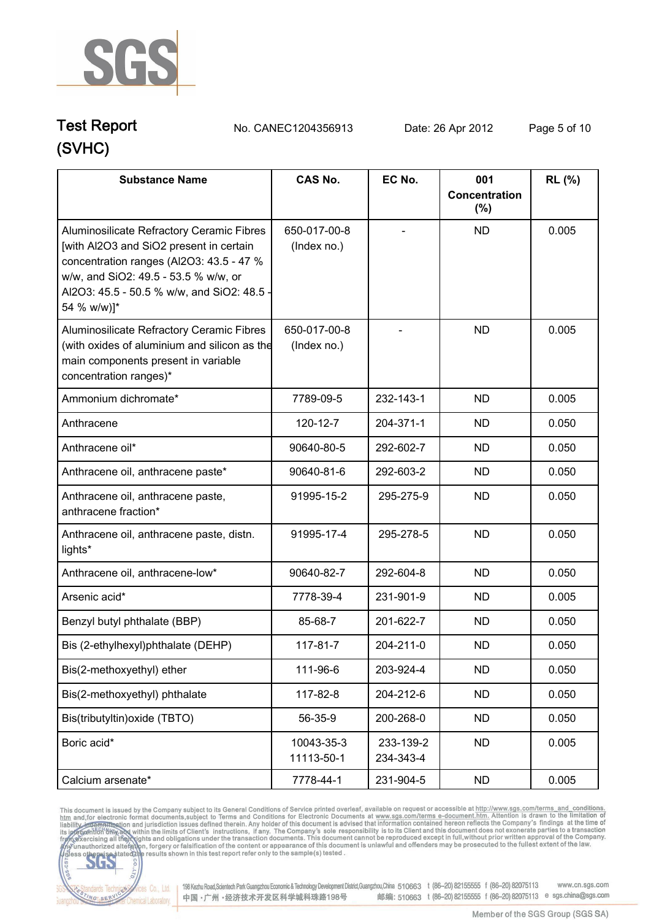SGS

# Test Report (SVHC)

No. CANEC1204356913 Date: 26 Apr 2012

| Substance Name | CAS No. | EC No. | 001 Concentration (%) | RL (%) |
|---|---|---|---|---|
| Aluminosilicate Refractory Ceramic Fibres [with Al2O3 and SiO2 present in certain concentration ranges (Al2O3: 43.5 - 47 % w/w, and SiO2: 49.5 - 53.5 % w/w, or Al2O3: 45.5 - 50.5 % w/w, and SiO2: 48.5 - 54 % w/w)]* | 650-017-00-8 (Index no.) | - | ND | 0.005 |
| Aluminosilicate Refractory Ceramic Fibres (with oxides of aluminium and silicon as the main components present in variable concentration ranges)* | 650-017-00-8 (Index no.) | - | ND | 0.005 |
| Ammonium dichromate* | 7789-09-5 | 232-143-1 | ND | 0.005 |
| Anthracene | 120-12-7 | 204-371-1 | ND | 0.050 |
| Anthracene oil* | 90640-80-5 | 292-602-7 | ND | 0.050 |
| Anthracene oil, anthracene paste* | 90640-81-6 | 292-603-2 | ND | 0.050 |
| Anthracene oil, anthracene paste, anthracene fraction* | 91995-15-2 | 295-275-9 | ND | 0.050 |
| Anthracene oil, anthracene paste, distn. lights* | 91995-17-4 | 295-278-5 | ND | 0.050 |
| Anthracene oil, anthracene-low* | 90640-82-7 | 292-604-8 | ND | 0.050 |
| Arsenic acid* | 7778-39-4 | 231-901-9 | ND | 0.005 |
| Benzyl butyl phthalate (BBP) | 85-68-7 | 201-622-7 | ND | 0.050 |
| Bis (2-ethylhexyl)phthalate (DEHP) | 117-81-7 | 204-211-0 | ND | 0.050 |
| Bis(2-methoxyethyl) ether | 111-96-6 | 203-924-4 | ND | 0.050 |
| Bis(2-methoxyethyl) phthalate | 117-82-8 | 204-212-6 | ND | 0.050 |
| Bis(tributyltin)oxide (TBTO) | 56-35-9 | 200-268-0 | ND | 0.050 |
| Boric acid* | 10043-35-3 11113-50-1 | 233-139-2 234-343-4 | ND | 0.005 |
| Calcium arsenate* | 7778-44-1 | 231-904-5 | ND | 0.005 |

This document is issued by the Company subject to its General Conditions of Service printed overleaf, available on request or accessible at http://www.sgs.com/terms_and_conditions.htm and,for electronic format documents,subject to Terms and Conditions for Electronic Documents at www.sgs.com/terms_e-document.htm. Attention is drawn to the limitation of liability, indemnification and jurisdiction issues defined therein. Any holder of this document is advised that information contained hereon reflects the Company's findings at the time of its intervention only and within the limits of Client's instructions, if any. The Company's sole responsibility is to its Client and this document does not exonerate parties to a transaction from exercising all their rights and obligations under the transaction documents. This document cannot be reproduced except in full,without prior written approval of the Company. Any unauthorized alteration, forgery or falsification of the content or appearance of this document is unlawful and offenders may be prosecuted to the fullest extent of the law. Unless otherwise stated the results shown in this test report refer only to the sample(s) tested .

198 Kezhu Road,Scientech Park Guangzhou Economic & Technology Development District,Guangzhou,China 510663 t (86-20) 82155555 f (86-20) 82075113 www.cn.sgs.com
中国・广州・经济技术开发区科学城科珠路198号 邮编: 510663 t (86-20) 82155555 f (86-20) 82075113 e sgs.china@sgs.com

Member of the SGS Group (SGS SA)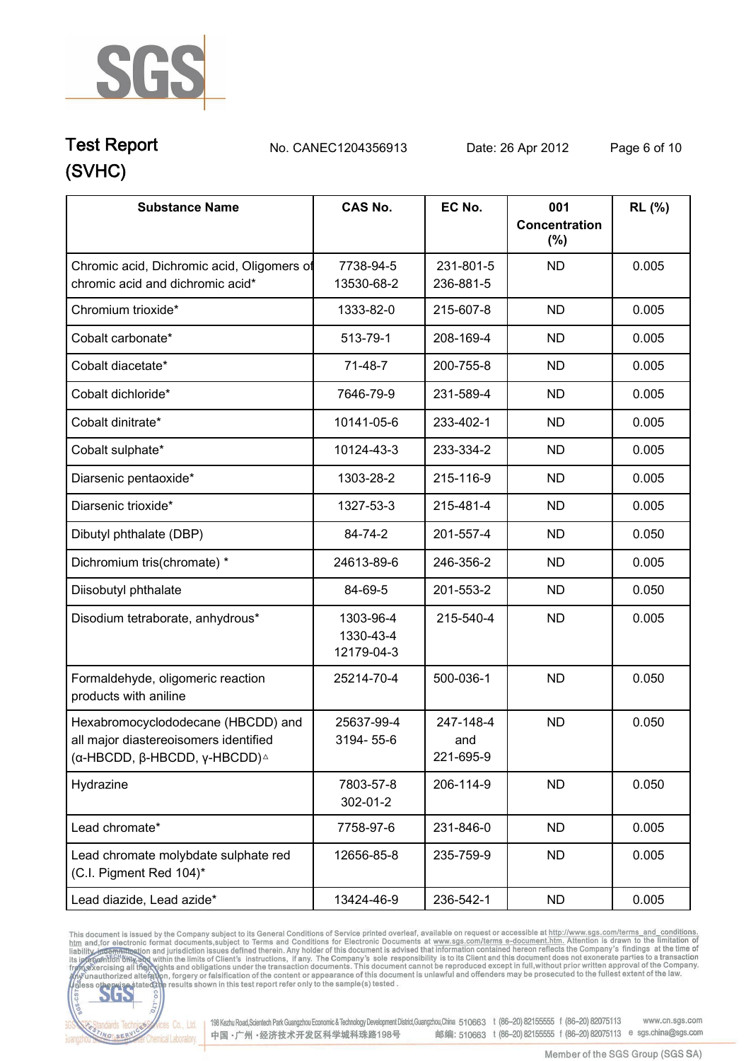# Test Report (SVHC)

No. CANEC1204356913 Date: 26 Apr 2012

| Substance Name | CAS No. | EC No. | 001 Concentration (%) | RL (%) |
|---|---|---|---|---|
| Chromic acid, Dichromic acid, Oligomers of chromic acid and dichromic acid* | 7738-94-5<br>13530-68-2 | 231-801-5<br>236-881-5 | ND | 0.005 |
| Chromium trioxide* | 1333-82-0 | 215-607-8 | ND | 0.005 |
| Cobalt carbonate* | 513-79-1 | 208-169-4 | ND | 0.005 |
| Cobalt diacetate* | 71-48-7 | 200-755-8 | ND | 0.005 |
| Cobalt dichloride* | 7646-79-9 | 231-589-4 | ND | 0.005 |
| Cobalt dinitrate* | 10141-05-6 | 233-402-1 | ND | 0.005 |
| Cobalt sulphate* | 10124-43-3 | 233-334-2 | ND | 0.005 |
| Diarsenic pentaoxide* | 1303-28-2 | 215-116-9 | ND | 0.005 |
| Diarsenic trioxide* | 1327-53-3 | 215-481-4 | ND | 0.005 |
| Dibutyl phthalate (DBP) | 84-74-2 | 201-557-4 | ND | 0.050 |
| Dichromium tris(chromate) * | 24613-89-6 | 246-356-2 | ND | 0.005 |
| Diisobutyl phthalate | 84-69-5 | 201-553-2 | ND | 0.050 |
| Disodium tetraborate, anhydrous* | 1303-96-4<br>1330-43-4<br>12179-04-3 | 215-540-4 | ND | 0.005 |
| Formaldehyde, oligomeric reaction products with aniline | 25214-70-4 | 500-036-1 | ND | 0.050 |
| Hexabromocyclododecane (HBCDD) and all major diastereoisomers identified (α-HBCDD, β-HBCDD, γ-HBCDD)△ | 25637-99-4<br>3194- 55-6 | 247-148-4<br>and<br>221-695-9 | ND | 0.050 |
| Hydrazine | 7803-57-8<br>302-01-2 | 206-114-9 | ND | 0.050 |
| Lead chromate* | 7758-97-6 | 231-846-0 | ND | 0.005 |
| Lead chromate molybdate sulphate red (C.I. Pigment Red 104)* | 12656-85-8 | 235-759-9 | ND | 0.005 |
| Lead diazide, Lead azide* | 13424-46-9 | 236-542-1 | ND | 0.005 |

This document is issued by the Company subject to its General Conditions of Service printed overleaf, available on request or accessible at http://www.sgs.com/terms_and_conditions.htm and, for electronic format documents, subject to Terms and Conditions for Electronic Documents at www.sgs.com/terms_e-document.htm. Attention is drawn to the limitation of liability, indemnification and jurisdiction issues defined therein. Any holder of this document is advised that information contained hereon reflects the Company's findings at the time of its intervention only and within the limits of Client's instructions, if any. The Company's sole responsibility is to its Client and this document does not exonerate parties to a transaction from exercising all their rights and obligations under the transaction documents. This document cannot be reproduced except in full, without prior written approval of the Company. Any unauthorized alteration, forgery or falsification of the content or appearance of this document is unlawful and offenders may be prosecuted to the fullest extent of the law. Unless otherwise stated the results shown in this test report refer only to the sample(s) tested.

198 Kezhu Road, Scientech Park Guangzhou Economic & Technology Development District, Guangzhou, China 510663 t (86–20) 82155555 f (86–20) 82075113 www.cn.sgs.com
中国・广州・经济技术开发区科学城科珠路198号 邮编: 510663 t (86–20) 82155555 f (86–20) 82075113 e sgs.china@sgs.com

Member of the SGS Group (SGS SA)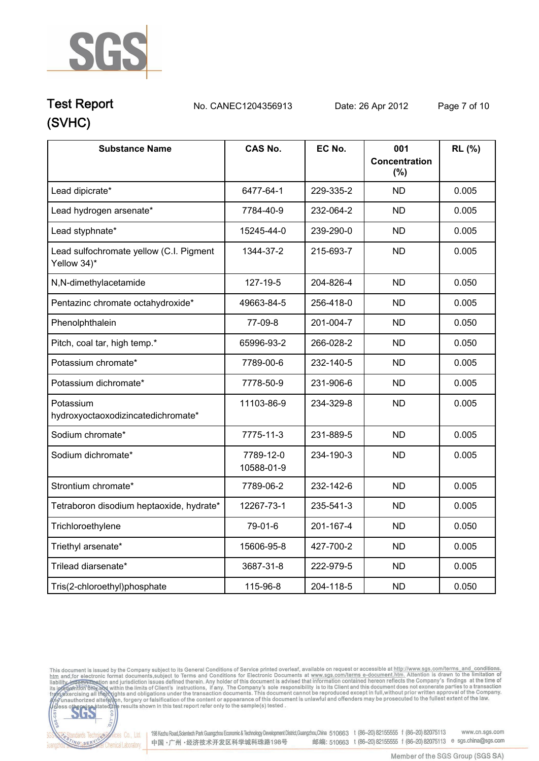| Substance Name | CAS No. | EC No. | 001 Concentration (%) | RL (%) |
|---|---|---|---|---|
| Lead dipicrate* | 6477-64-1 | 229-335-2 | ND | 0.005 |
| Lead hydrogen arsenate* | 7784-40-9 | 232-064-2 | ND | 0.005 |
| Lead styphnate* | 15245-44-0 | 239-290-0 | ND | 0.005 |
| Lead sulfochromate yellow (C.I. Pigment Yellow 34)* | 1344-37-2 | 215-693-7 | ND | 0.005 |
| N,N-dimethylacetamide | 127-19-5 | 204-826-4 | ND | 0.050 |
| Pentazinc chromate octahydroxide* | 49663-84-5 | 256-418-0 | ND | 0.005 |
| Phenolphthalein | 77-09-8 | 201-004-7 | ND | 0.050 |
| Pitch, coal tar, high temp.* | 65996-93-2 | 266-028-2 | ND | 0.050 |
| Potassium chromate* | 7789-00-6 | 232-140-5 | ND | 0.005 |
| Potassium dichromate* | 7778-50-9 | 231-906-6 | ND | 0.005 |
| Potassium hydroxyoctaoxodizincatedichromate* | 11103-86-9 | 234-329-8 | ND | 0.005 |
| Sodium chromate* | 7775-11-3 | 231-889-5 | ND | 0.005 |
| Sodium dichromate* | 7789-12-0<br>10588-01-9 | 234-190-3 | ND | 0.005 |
| Strontium chromate* | 7789-06-2 | 232-142-6 | ND | 0.005 |
| Tetraboron disodium heptaoxide, hydrate* | 12267-73-1 | 235-541-3 | ND | 0.005 |
| Trichloroethylene | 79-01-6 | 201-167-4 | ND | 0.050 |
| Triethyl arsenate* | 15606-95-8 | 427-700-2 | ND | 0.005 |
| Trilead diarsenate* | 3687-31-8 | 222-979-5 | ND | 0.005 |
| Tris(2-chloroethyl)phosphate | 115-96-8 | 204-118-5 | ND | 0.050 |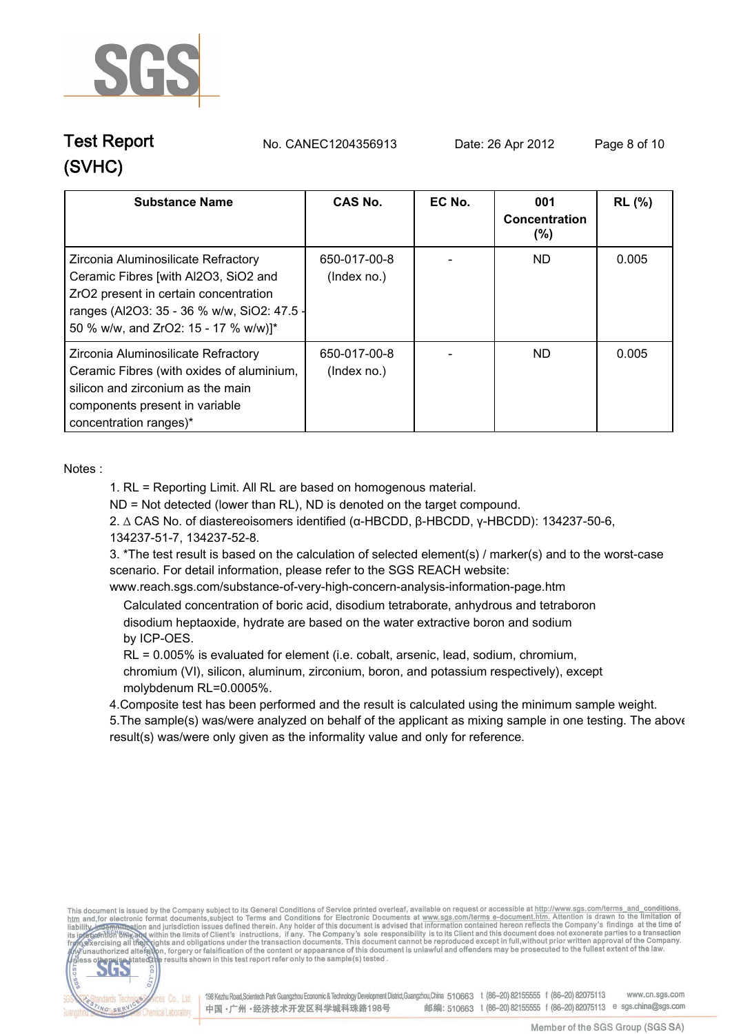| Substance Name | CAS No. | EC No. | 001 Concentration (%) | RL (%) |
|---|---|---|---|---|
| Zirconia Aluminosilicate Refractory Ceramic Fibres [with $Al_2O_3$, $SiO_2$ and $ZrO_2$ present in certain concentration ranges ($Al_2O_3$: 35 - 36 % w/w, $SiO_2$: 47.5 - 50 % w/w, and $ZrO_2$: 15 - 17 % w/w)]* | 650-017-00-8 (Index no.) | - | ND | 0.005 |
| Zirconia Aluminosilicate Refractory Ceramic Fibres (with oxides of aluminium, silicon and zirconium as the main components present in variable concentration ranges)* | 650-017-00-8 (Index no.) | - | ND | 0.005 |

Notes :

1. RL = Reporting Limit. All RL are based on homogenous material.
   ND = Not detected (lower than RL), ND is denoted on the target compound.
2. ∆ CAS No. of diastereoisomers identified (α-HBCDD, β-HBCDD, γ-HBCDD): 134237-50-6, 134237-51-7, 134237-52-8.
3. *The test result is based on the calculation of selected element(s) / marker(s) and to the worst-case scenario. For detail information, please refer to the SGS REACH website: www.reach.sgs.com/substance-of-very-high-concern-analysis-information-page.htm

   Calculated concentration of boric acid, disodium tetraborate, anhydrous and tetraboron disodium heptaoxide, hydrate are based on the water extractive boron and sodium by ICP-OES.

   RL = 0.005% is evaluated for element (i.e. cobalt, arsenic, lead, sodium, chromium, chromium (VI), silicon, aluminum, zirconium, boron, and potassium respectively), except molybdenum RL=0.0005%.
4. Composite test has been performed and the result is calculated using the minimum sample weight.
5. The sample(s) was/were analyzed on behalf of the applicant as mixing sample in one testing. The above result(s) was/were only given as the informality value and only for reference.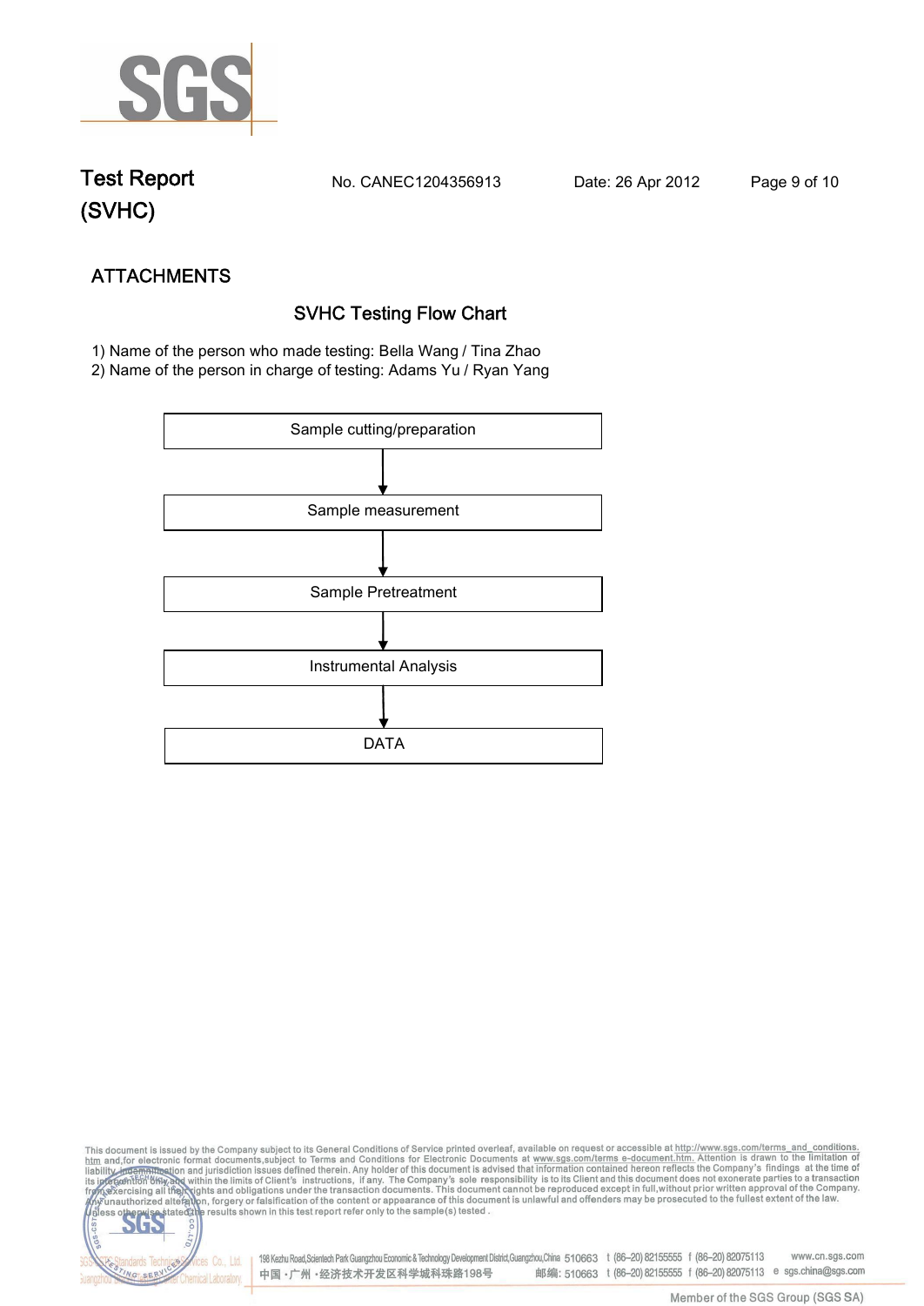## ATTACHMENTS

### SVHC Testing Flow Chart

1) Name of the person who made testing: Bella Wang / Tina Zhao
2) Name of the person in charge of testing: Adams Yu / Ryan Yang

Sample cutting/preparation

↓

Sample measurement

↓

Sample Pretreatment

↓

Instrumental Analysis

↓

DATA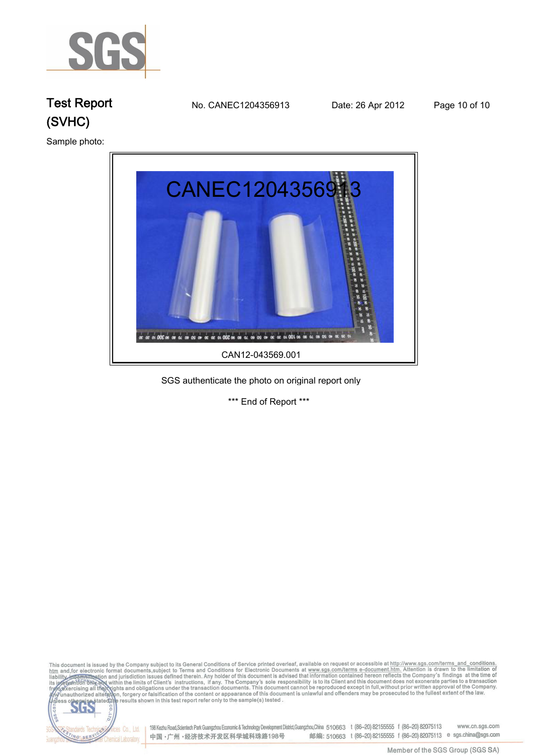Sample photo:

CAN12-043569.001

SGS authenticate the photo on original report only

*** End of Report ***